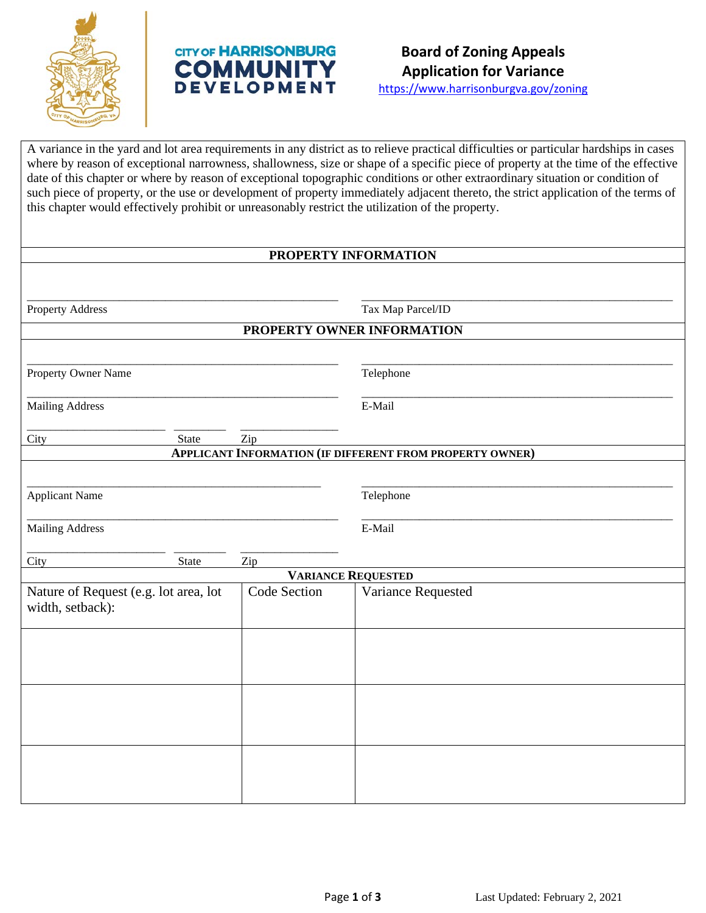CITY OF HARRISONBURG
COMMUNITY DEVELOPMENT

# Board of Zoning Appeals
# Application for Variance

https://www.harrisonburgva.gov/zoning

A variance in the yard and lot area requirements in any district as to relieve practical difficulties or particular hardships in cases where by reason of exceptional narrowness, shallowness, size or shape of a specific piece of property at the time of the effective date of this chapter or where by reason of exceptional topographic conditions or other extraordinary situation or condition of such piece of property, or the use or development of property immediately adjacent thereto, the strict application of the terms of this chapter would effectively prohibit or unreasonably restrict the utilization of the property.

## PROPERTY INFORMATION

\_\_\_\_\_\_\_\_\_\_\_\_\_\_\_\_\_\_\_\_\_\_\_\_\_\_\_\_\_\_\_\_\_\_\_\_\_\_\_\_ \_\_\_\_\_\_\_\_\_\_\_\_\_\_\_\_\_\_\_\_\_\_\_\_\_\_\_\_\_\_\_\_\_\_\_\_\_\_\_\_
Property Address | Tax Map Parcel/ID

## PROPERTY OWNER INFORMATION

\_\_\_\_\_\_\_\_\_\_\_\_\_\_\_\_\_\_\_\_\_\_\_\_\_\_\_\_\_\_\_\_\_\_\_\_\_\_\_\_ \_\_\_\_\_\_\_\_\_\_\_\_\_\_\_\_\_\_\_\_\_\_\_\_\_\_\_\_\_\_\_\_\_\_\_\_\_\_\_\_
Property Owner Name | Telephone

\_\_\_\_\_\_\_\_\_\_\_\_\_\_\_\_\_\_\_\_\_\_\_\_\_\_\_\_\_\_\_\_\_\_\_\_\_\_\_\_ \_\_\_\_\_\_\_\_\_\_\_\_\_\_\_\_\_\_\_\_\_\_\_\_\_\_\_\_\_\_\_\_\_\_\_\_\_\_\_\_
Mailing Address | E-Mail

\_\_\_\_\_\_\_\_\_\_\_\_\_\_\_\_\_\_ \_\_\_\_\_\_\_ \_\_\_\_\_\_\_\_\_\_\_\_
City | State | Zip

## APPLICANT INFORMATION (IF DIFFERENT FROM PROPERTY OWNER)

\_\_\_\_\_\_\_\_\_\_\_\_\_\_\_\_\_\_\_\_\_\_\_\_\_\_\_\_\_\_\_\_\_\_\_\_\_\_\_\_ \_\_\_\_\_\_\_\_\_\_\_\_\_\_\_\_\_\_\_\_\_\_\_\_\_\_\_\_\_\_\_\_\_\_\_\_\_\_\_\_
Applicant Name | Telephone

\_\_\_\_\_\_\_\_\_\_\_\_\_\_\_\_\_\_\_\_\_\_\_\_\_\_\_\_\_\_\_\_\_\_\_\_\_\_\_\_ \_\_\_\_\_\_\_\_\_\_\_\_\_\_\_\_\_\_\_\_\_\_\_\_\_\_\_\_\_\_\_\_\_\_\_\_\_\_\_\_
Mailing Address | E-Mail

\_\_\_\_\_\_\_\_\_\_\_\_\_\_\_\_\_\_ \_\_\_\_\_\_\_ \_\_\_\_\_\_\_\_\_\_\_\_
City | State | Zip

## VARIANCE REQUESTED

| Nature of Request (e.g. lot area, lot width, setback): | Code Section | Variance Requested |
|---|---|---|
| | | |
| | | |
| | | |

Last Updated: February 2, 2021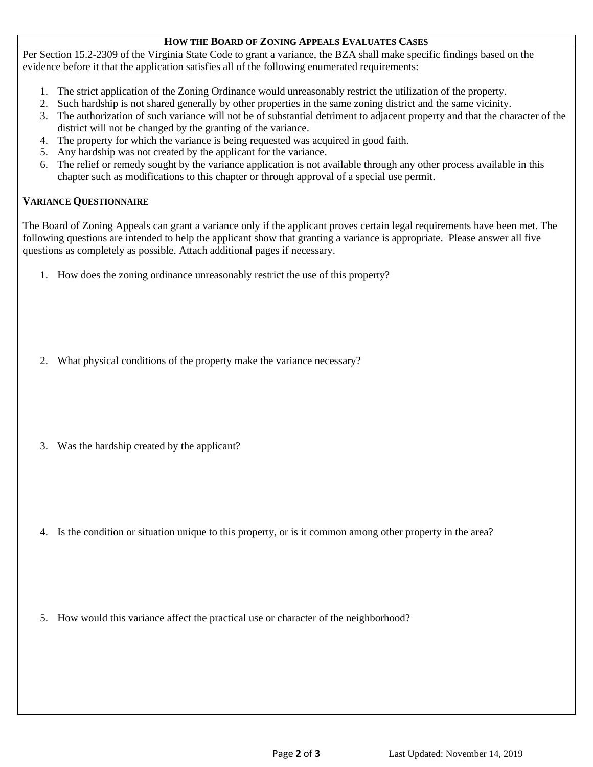## How the Board of Zoning Appeals Evaluates Cases

Per Section 15.2-2309 of the Virginia State Code to grant a variance, the BZA shall make specific findings based on the evidence before it that the application satisfies all of the following enumerated requirements:

1. The strict application of the Zoning Ordinance would unreasonably restrict the utilization of the property.
2. Such hardship is not shared generally by other properties in the same zoning district and the same vicinity.
3. The authorization of such variance will not be of substantial detriment to adjacent property and that the character of the district will not be changed by the granting of the variance.
4. The property for which the variance is being requested was acquired in good faith.
5. Any hardship was not created by the applicant for the variance.
6. The relief or remedy sought by the variance application is not available through any other process available in this chapter such as modifications to this chapter or through approval of a special use permit.

### Variance Questionnaire

The Board of Zoning Appeals can grant a variance only if the applicant proves certain legal requirements have been met. The following questions are intended to help the applicant show that granting a variance is appropriate. Please answer all five questions as completely as possible. Attach additional pages if necessary.

1. How does the zoning ordinance unreasonably restrict the use of this property?

2. What physical conditions of the property make the variance necessary?

3. Was the hardship created by the applicant?

4. Is the condition or situation unique to this property, or is it common among other property in the area?

5. How would this variance affect the practical use or character of the neighborhood?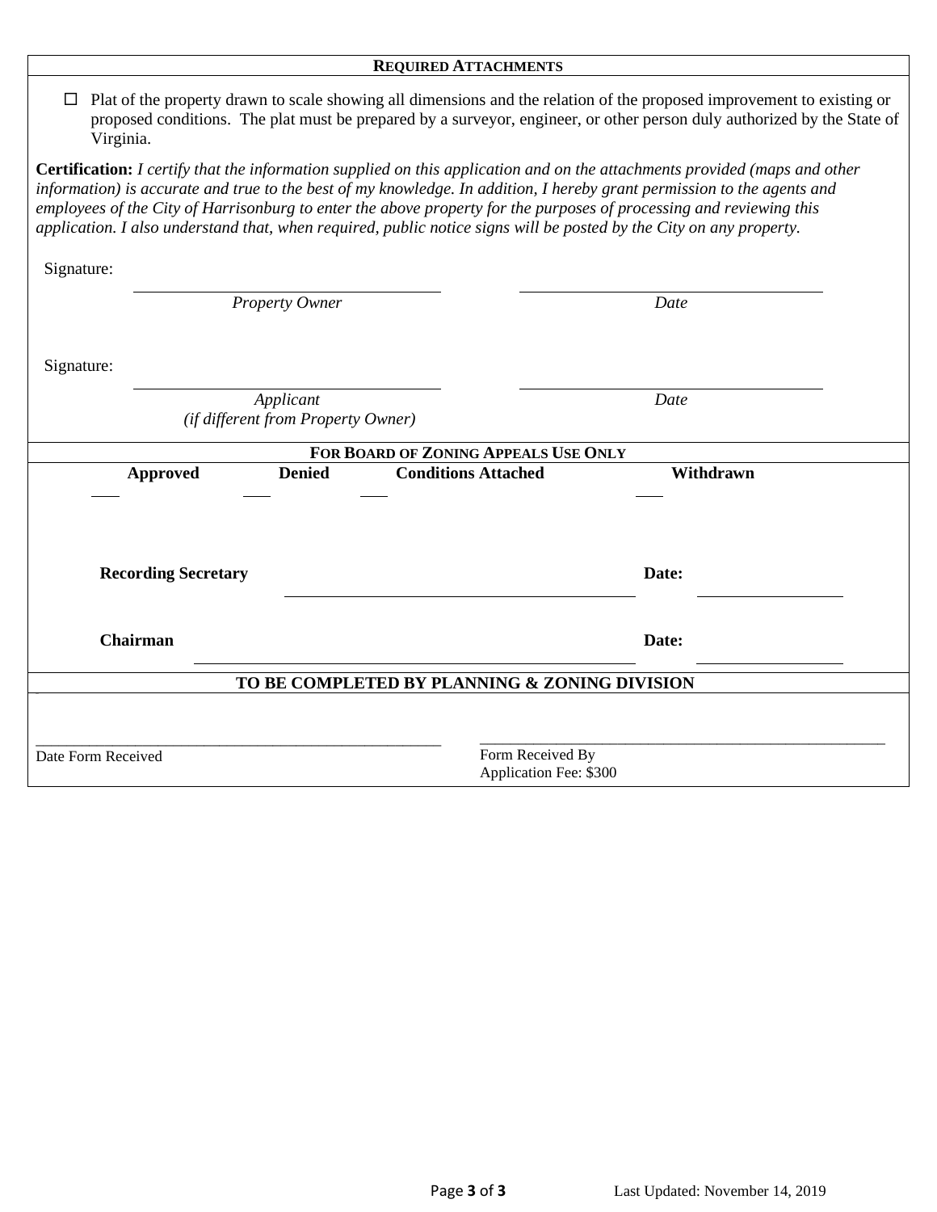## REQUIRED ATTACHMENTS

- ☐ Plat of the property drawn to scale showing all dimensions and the relation of the proposed improvement to existing or proposed conditions. The plat must be prepared by a surveyor, engineer, or other person duly authorized by the State of Virginia.

**Certification:** *I certify that the information supplied on this application and on the attachments provided (maps and other information) is accurate and true to the best of my knowledge. In addition, I hereby grant permission to the agents and employees of the City of Harrisonburg to enter the above property for the purposes of processing and reviewing this application. I also understand that, when required, public notice signs will be posted by the City on any property.*

Signature: ______________________________ ______________________________

*Property Owner* *Date*

Signature: ______________________________ ______________________________

*Applicant*
*(if different from Property Owner)* *Date*

## FOR BOARD OF ZONING APPEALS USE ONLY

**Approved** ___ **Denied** ___ **Conditions Attached** ___ **Withdrawn** ___

**Recording Secretary** ______________________________ **Date:** ______________

**Chairman** ______________________________ **Date:** ______________

## TO BE COMPLETED BY PLANNING & ZONING DIVISION

______________________________ ______________________________

Date Form Received

Form Received By
Application Fee: $300

Last Updated: November 14, 2019